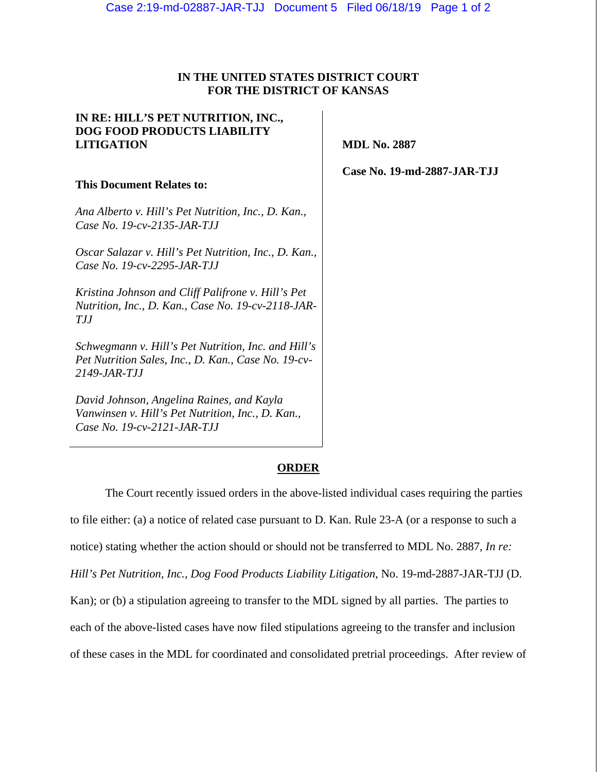**IN THE UNITED STATES DISTRICT COURT**
**FOR THE DISTRICT OF KANSAS**

**IN RE: HILL'S PET NUTRITION, INC., DOG FOOD PRODUCTS LIABILITY LITIGATION**

**MDL No. 2887**

**Case No. 19-md-2887-JAR-TJJ**

**This Document Relates to:**

*Ana Alberto v. Hill's Pet Nutrition, Inc., D. Kan., Case No. 19-cv-2135-JAR-TJJ*

*Oscar Salazar v. Hill's Pet Nutrition, Inc., D. Kan., Case No. 19-cv-2295-JAR-TJJ*

*Kristina Johnson and Cliff Palifrone v. Hill's Pet Nutrition, Inc., D. Kan., Case No. 19-cv-2118-JAR-TJJ*

*Schwegmann v. Hill's Pet Nutrition, Inc. and Hill's Pet Nutrition Sales, Inc., D. Kan., Case No. 19-cv-2149-JAR-TJJ*

*David Johnson, Angelina Raines, and Kayla Vanwinsen v. Hill's Pet Nutrition, Inc., D. Kan., Case No. 19-cv-2121-JAR-TJJ*

**ORDER**

The Court recently issued orders in the above-listed individual cases requiring the parties to file either: (a) a notice of related case pursuant to D. Kan. Rule 23-A (or a response to such a notice) stating whether the action should or should not be transferred to MDL No. 2887, *In re: Hill's Pet Nutrition, Inc., Dog Food Products Liability Litigation*, No. 19-md-2887-JAR-TJJ (D. Kan); or (b) a stipulation agreeing to transfer to the MDL signed by all parties. The parties to each of the above-listed cases have now filed stipulations agreeing to the transfer and inclusion of these cases in the MDL for coordinated and consolidated pretrial proceedings. After review of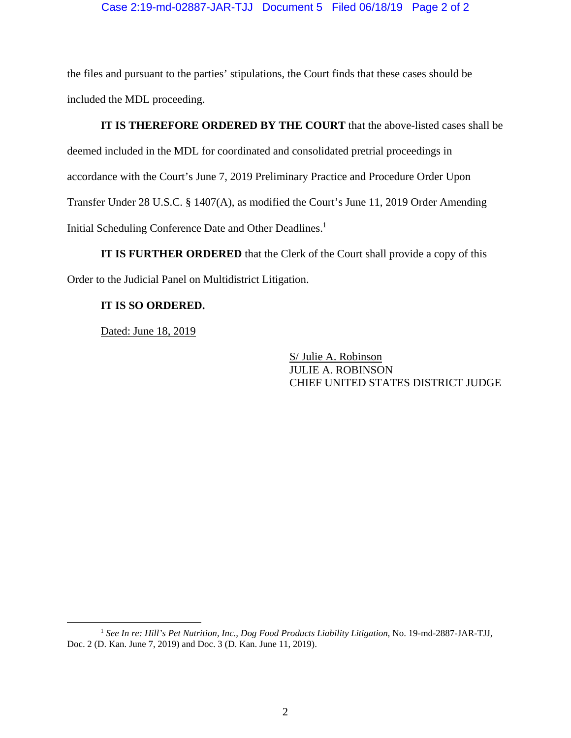the files and pursuant to the parties' stipulations, the Court finds that these cases should be included the MDL proceeding.

**IT IS THEREFORE ORDERED BY THE COURT** that the above-listed cases shall be deemed included in the MDL for coordinated and consolidated pretrial proceedings in accordance with the Court's June 7, 2019 Preliminary Practice and Procedure Order Upon Transfer Under 28 U.S.C. § 1407(A), as modified the Court's June 11, 2019 Order Amending Initial Scheduling Conference Date and Other Deadlines.[1]

**IT IS FURTHER ORDERED** that the Clerk of the Court shall provide a copy of this Order to the Judicial Panel on Multidistrict Litigation.

**IT IS SO ORDERED.**

Dated: June 18, 2019

S/ Julie A. Robinson
JULIE A. ROBINSON
CHIEF UNITED STATES DISTRICT JUDGE

---

[1] *See In re: Hill's Pet Nutrition, Inc., Dog Food Products Liability Litigation*, No. 19-md-2887-JAR-TJJ, Doc. 2 (D. Kan. June 7, 2019) and Doc. 3 (D. Kan. June 11, 2019).